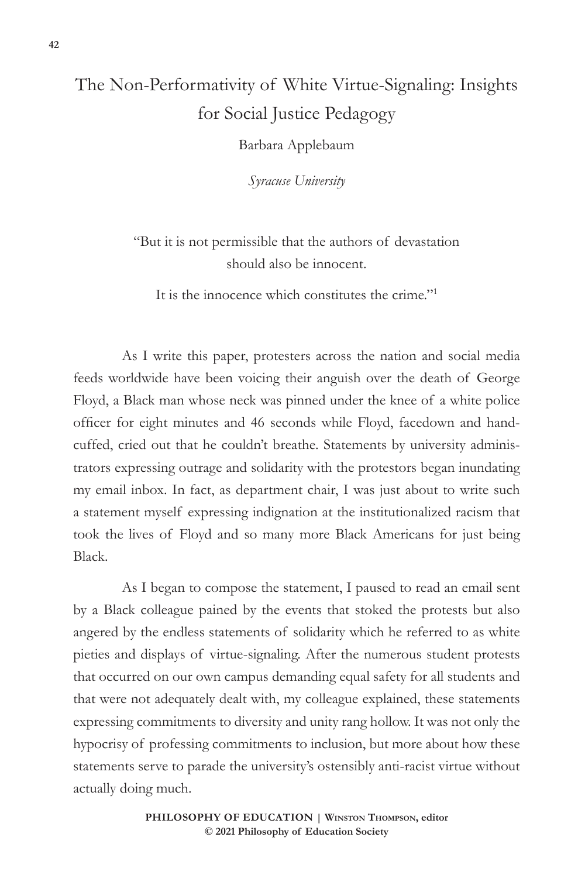# The Non-Performativity of White Virtue-Signaling: Insights for Social Justice Pedagogy

Barbara Applebaum

*Syracuse University*

> "But it is not permissible that the authors of devastation should also be innocent.
>
> It is the innocence which constitutes the crime."[1]

As I write this paper, protesters across the nation and social media feeds worldwide have been voicing their anguish over the death of George Floyd, a Black man whose neck was pinned under the knee of a white police officer for eight minutes and 46 seconds while Floyd, facedown and handcuffed, cried out that he couldn't breathe. Statements by university administrators expressing outrage and solidarity with the protestors began inundating my email inbox. In fact, as department chair, I was just about to write such a statement myself expressing indignation at the institutionalized racism that took the lives of Floyd and so many more Black Americans for just being Black.

As I began to compose the statement, I paused to read an email sent by a Black colleague pained by the events that stoked the protests but also angered by the endless statements of solidarity which he referred to as white pieties and displays of virtue-signaling. After the numerous student protests that occurred on our own campus demanding equal safety for all students and that were not adequately dealt with, my colleague explained, these statements expressing commitments to diversity and unity rang hollow. It was not only the hypocrisy of professing commitments to inclusion, but more about how these statements serve to parade the university's ostensibly anti-racist virtue without actually doing much.

**PHILOSOPHY OF EDUCATION | Winston Thompson, editor**
**© 2021 Philosophy of Education Society**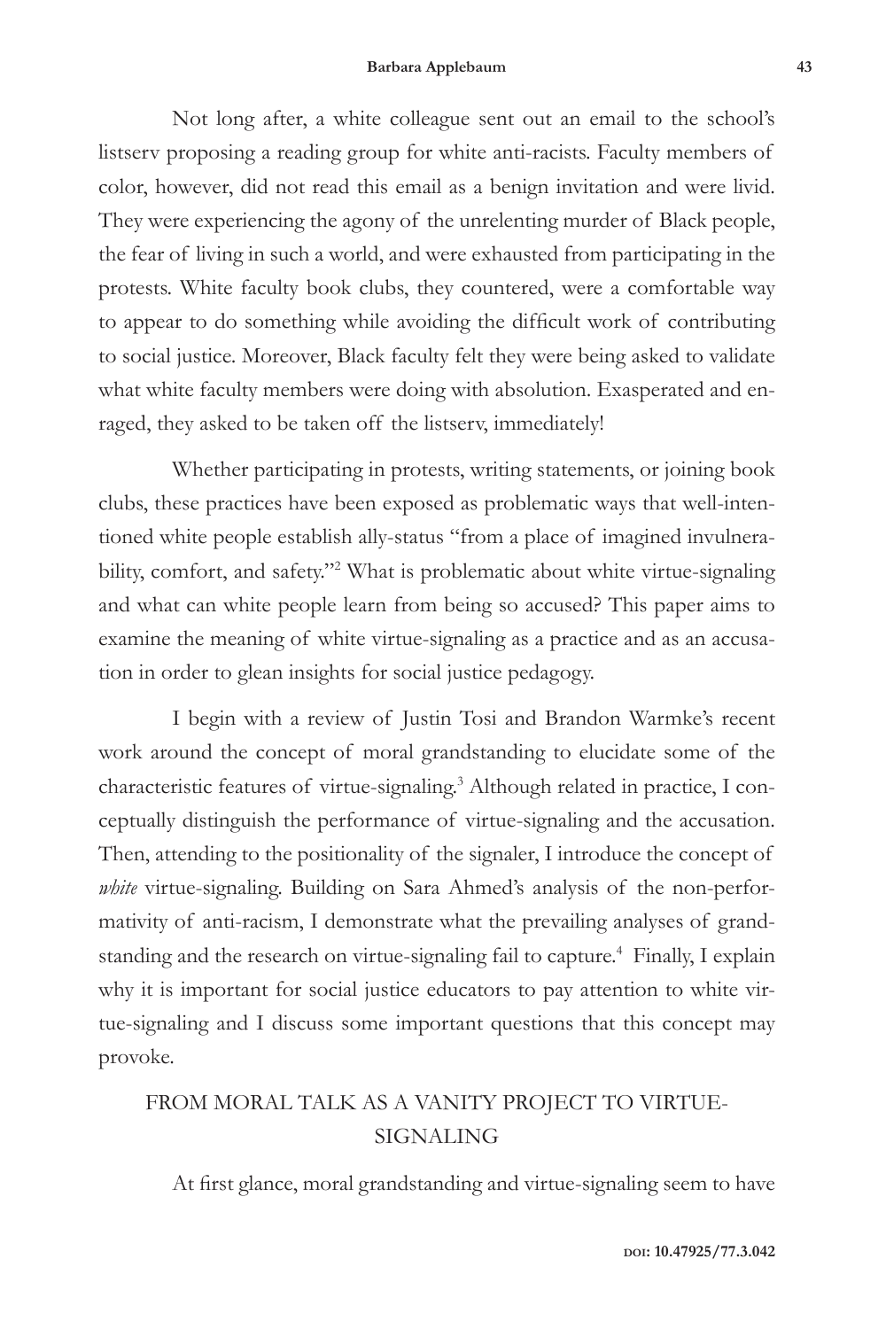Not long after, a white colleague sent out an email to the school's listserv proposing a reading group for white anti-racists. Faculty members of color, however, did not read this email as a benign invitation and were livid. They were experiencing the agony of the unrelenting murder of Black people, the fear of living in such a world, and were exhausted from participating in the protests. White faculty book clubs, they countered, were a comfortable way to appear to do something while avoiding the difficult work of contributing to social justice. Moreover, Black faculty felt they were being asked to validate what white faculty members were doing with absolution. Exasperated and enraged, they asked to be taken off the listserv, immediately!

Whether participating in protests, writing statements, or joining book clubs, these practices have been exposed as problematic ways that well-intentioned white people establish ally-status "from a place of imagined invulnerability, comfort, and safety."[2] What is problematic about white virtue-signaling and what can white people learn from being so accused? This paper aims to examine the meaning of white virtue-signaling as a practice and as an accusation in order to glean insights for social justice pedagogy.

I begin with a review of Justin Tosi and Brandon Warmke's recent work around the concept of moral grandstanding to elucidate some of the characteristic features of virtue-signaling.[3] Although related in practice, I conceptually distinguish the performance of virtue-signaling and the accusation. Then, attending to the positionality of the signaler, I introduce the concept of *white* virtue-signaling. Building on Sara Ahmed's analysis of the non-performativity of anti-racism, I demonstrate what the prevailing analyses of grandstanding and the research on virtue-signaling fail to capture.[4] Finally, I explain why it is important for social justice educators to pay attention to white virtue-signaling and I discuss some important questions that this concept may provoke.

## FROM MORAL TALK AS A VANITY PROJECT TO VIRTUE-SIGNALING

At first glance, moral grandstanding and virtue-signaling seem to have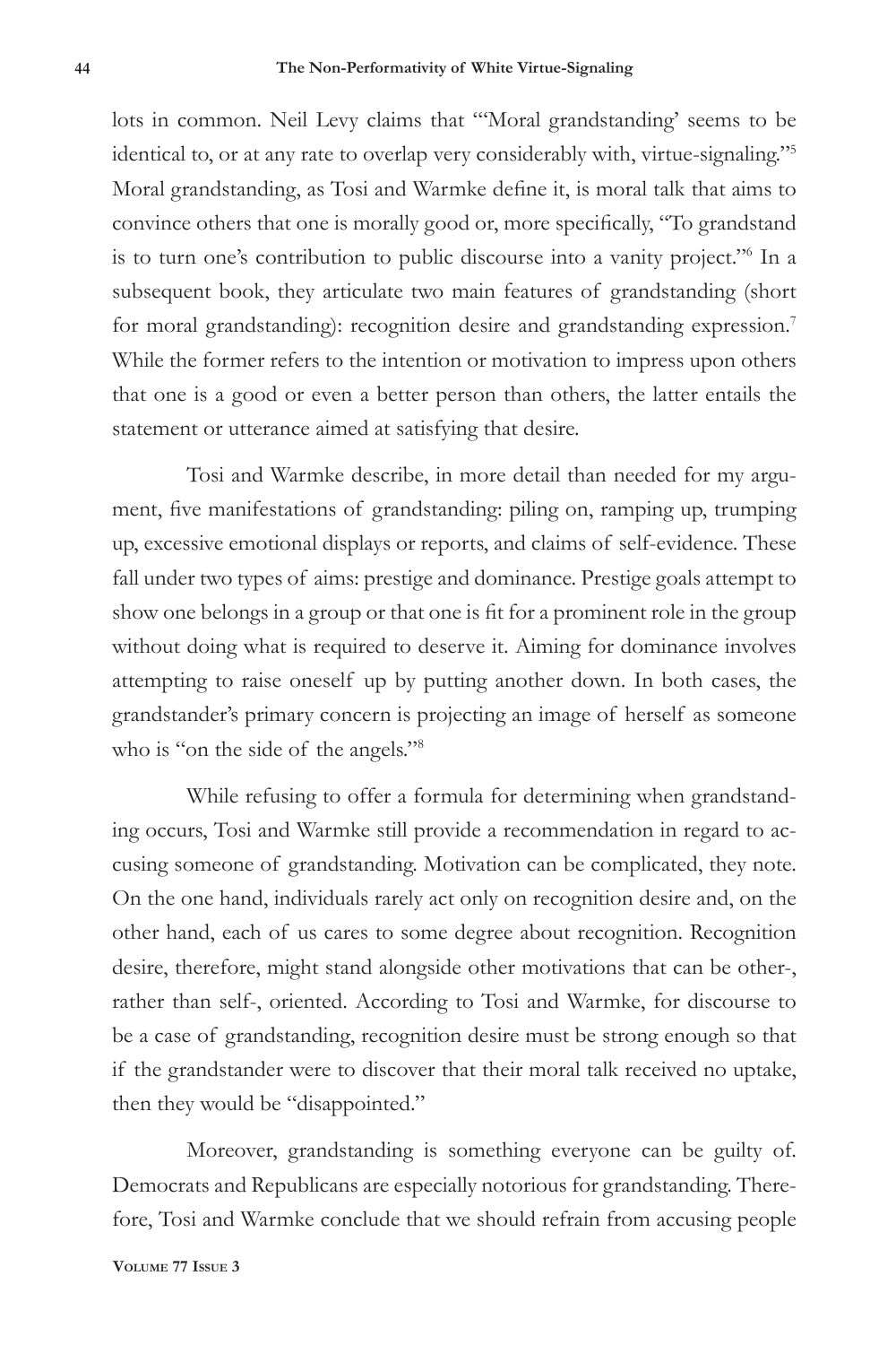lots in common. Neil Levy claims that "'Moral grandstanding' seems to be identical to, or at any rate to overlap very considerably with, virtue-signaling."[5] Moral grandstanding, as Tosi and Warmke define it, is moral talk that aims to convince others that one is morally good or, more specifically, "To grandstand is to turn one's contribution to public discourse into a vanity project."[6] In a subsequent book, they articulate two main features of grandstanding (short for moral grandstanding): recognition desire and grandstanding expression.[7] While the former refers to the intention or motivation to impress upon others that one is a good or even a better person than others, the latter entails the statement or utterance aimed at satisfying that desire.

Tosi and Warmke describe, in more detail than needed for my argument, five manifestations of grandstanding: piling on, ramping up, trumping up, excessive emotional displays or reports, and claims of self-evidence. These fall under two types of aims: prestige and dominance. Prestige goals attempt to show one belongs in a group or that one is fit for a prominent role in the group without doing what is required to deserve it. Aiming for dominance involves attempting to raise oneself up by putting another down. In both cases, the grandstander's primary concern is projecting an image of herself as someone who is "on the side of the angels."[8]

While refusing to offer a formula for determining when grandstanding occurs, Tosi and Warmke still provide a recommendation in regard to accusing someone of grandstanding. Motivation can be complicated, they note. On the one hand, individuals rarely act only on recognition desire and, on the other hand, each of us cares to some degree about recognition. Recognition desire, therefore, might stand alongside other motivations that can be other-, rather than self-, oriented. According to Tosi and Warmke, for discourse to be a case of grandstanding, recognition desire must be strong enough so that if the grandstander were to discover that their moral talk received no uptake, then they would be "disappointed."

Moreover, grandstanding is something everyone can be guilty of. Democrats and Republicans are especially notorious for grandstanding. Therefore, Tosi and Warmke conclude that we should refrain from accusing people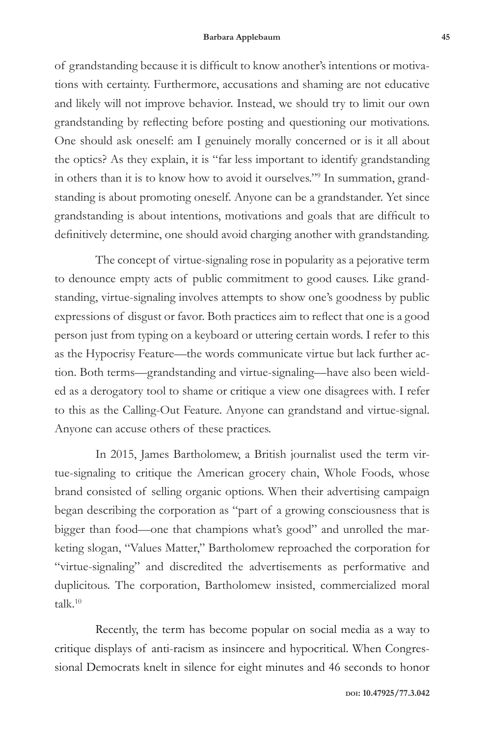of grandstanding because it is difficult to know another's intentions or motivations with certainty. Furthermore, accusations and shaming are not educative and likely will not improve behavior. Instead, we should try to limit our own grandstanding by reflecting before posting and questioning our motivations. One should ask oneself: am I genuinely morally concerned or is it all about the optics? As they explain, it is "far less important to identify grandstanding in others than it is to know how to avoid it ourselves."[9] In summation, grandstanding is about promoting oneself. Anyone can be a grandstander. Yet since grandstanding is about intentions, motivations and goals that are difficult to definitively determine, one should avoid charging another with grandstanding.

The concept of virtue-signaling rose in popularity as a pejorative term to denounce empty acts of public commitment to good causes. Like grandstanding, virtue-signaling involves attempts to show one's goodness by public expressions of disgust or favor. Both practices aim to reflect that one is a good person just from typing on a keyboard or uttering certain words. I refer to this as the Hypocrisy Feature—the words communicate virtue but lack further action. Both terms—grandstanding and virtue-signaling—have also been wielded as a derogatory tool to shame or critique a view one disagrees with. I refer to this as the Calling-Out Feature. Anyone can grandstand and virtue-signal. Anyone can accuse others of these practices.

In 2015, James Bartholomew, a British journalist used the term virtue-signaling to critique the American grocery chain, Whole Foods, whose brand consisted of selling organic options. When their advertising campaign began describing the corporation as "part of a growing consciousness that is bigger than food—one that champions what's good" and unrolled the marketing slogan, "Values Matter," Bartholomew reproached the corporation for "virtue-signaling" and discredited the advertisements as performative and duplicitous. The corporation, Bartholomew insisted, commercialized moral talk.[10]

Recently, the term has become popular on social media as a way to critique displays of anti-racism as insincere and hypocritical. When Congressional Democrats knelt in silence for eight minutes and 46 seconds to honor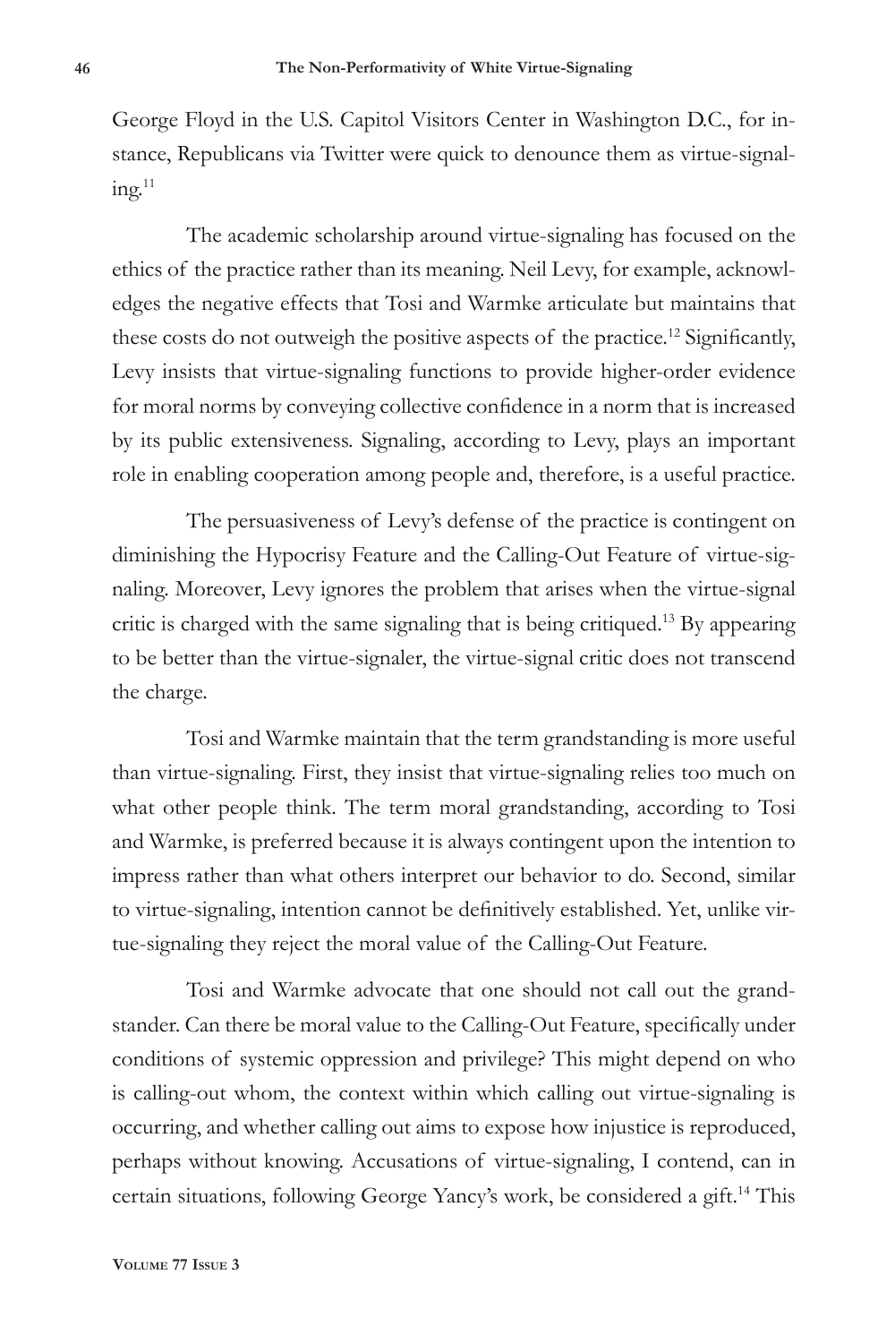George Floyd in the U.S. Capitol Visitors Center in Washington D.C., for instance, Republicans via Twitter were quick to denounce them as virtue-signaling.[11]

The academic scholarship around virtue-signaling has focused on the ethics of the practice rather than its meaning. Neil Levy, for example, acknowledges the negative effects that Tosi and Warmke articulate but maintains that these costs do not outweigh the positive aspects of the practice.[12] Significantly, Levy insists that virtue-signaling functions to provide higher-order evidence for moral norms by conveying collective confidence in a norm that is increased by its public extensiveness. Signaling, according to Levy, plays an important role in enabling cooperation among people and, therefore, is a useful practice.

The persuasiveness of Levy's defense of the practice is contingent on diminishing the Hypocrisy Feature and the Calling-Out Feature of virtue-signaling. Moreover, Levy ignores the problem that arises when the virtue-signal critic is charged with the same signaling that is being critiqued.[13] By appearing to be better than the virtue-signaler, the virtue-signal critic does not transcend the charge.

Tosi and Warmke maintain that the term grandstanding is more useful than virtue-signaling. First, they insist that virtue-signaling relies too much on what other people think. The term moral grandstanding, according to Tosi and Warmke, is preferred because it is always contingent upon the intention to impress rather than what others interpret our behavior to do. Second, similar to virtue-signaling, intention cannot be definitively established. Yet, unlike virtue-signaling they reject the moral value of the Calling-Out Feature.

Tosi and Warmke advocate that one should not call out the grandstander. Can there be moral value to the Calling-Out Feature, specifically under conditions of systemic oppression and privilege? This might depend on who is calling-out whom, the context within which calling out virtue-signaling is occurring, and whether calling out aims to expose how injustice is reproduced, perhaps without knowing. Accusations of virtue-signaling, I contend, can in certain situations, following George Yancy's work, be considered a gift.[14] This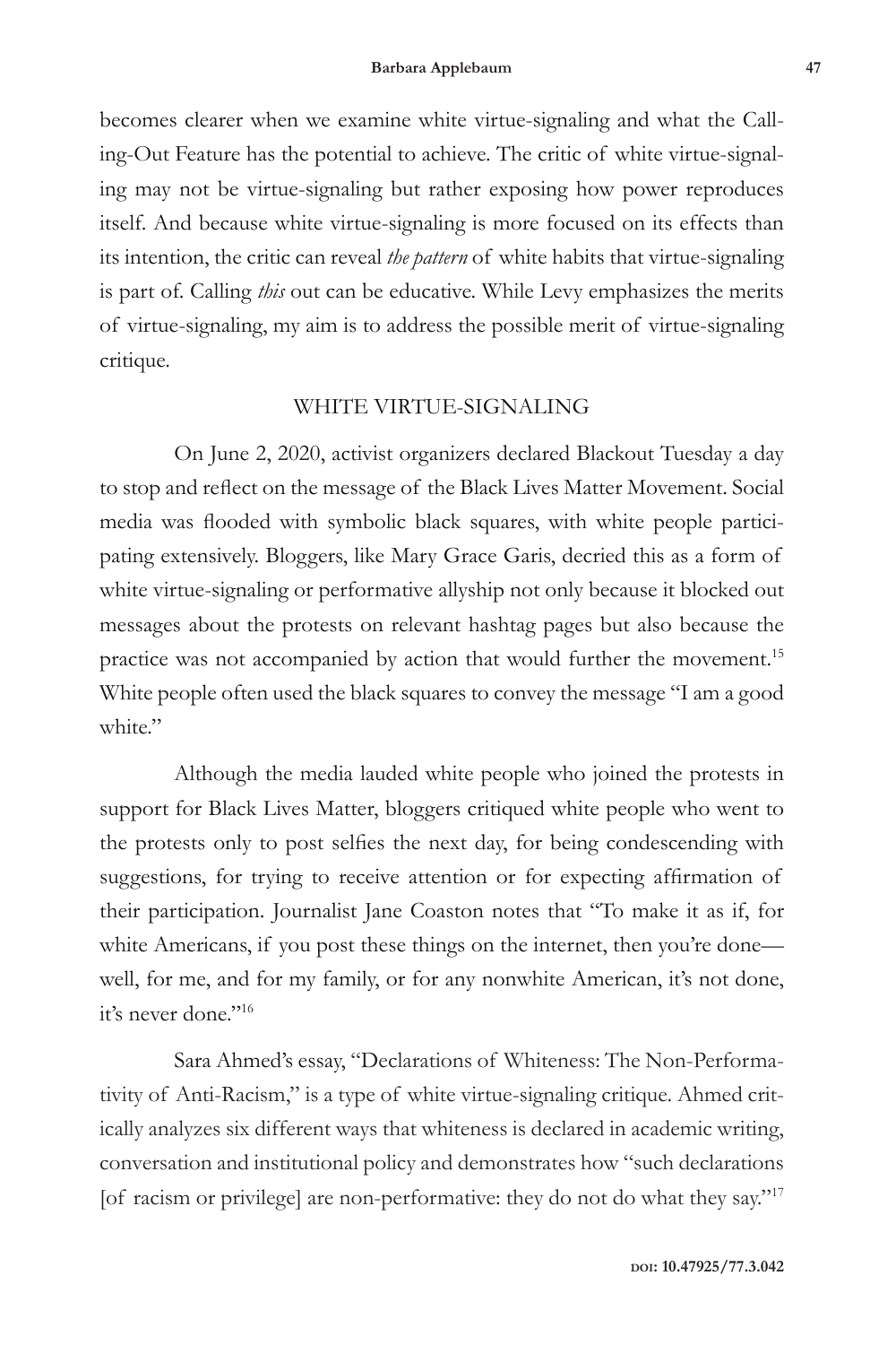becomes clearer when we examine white virtue-signaling and what the Calling-Out Feature has the potential to achieve. The critic of white virtue-signaling may not be virtue-signaling but rather exposing how power reproduces itself. And because white virtue-signaling is more focused on its effects than its intention, the critic can reveal *the pattern* of white habits that virtue-signaling is part of. Calling *this* out can be educative. While Levy emphasizes the merits of virtue-signaling, my aim is to address the possible merit of virtue-signaling critique.

## WHITE VIRTUE-SIGNALING

On June 2, 2020, activist organizers declared Blackout Tuesday a day to stop and reflect on the message of the Black Lives Matter Movement. Social media was flooded with symbolic black squares, with white people participating extensively. Bloggers, like Mary Grace Garis, decried this as a form of white virtue-signaling or performative allyship not only because it blocked out messages about the protests on relevant hashtag pages but also because the practice was not accompanied by action that would further the movement.[15] White people often used the black squares to convey the message "I am a good white."

Although the media lauded white people who joined the protests in support for Black Lives Matter, bloggers critiqued white people who went to the protests only to post selfies the next day, for being condescending with suggestions, for trying to receive attention or for expecting affirmation of their participation. Journalist Jane Coaston notes that "To make it as if, for white Americans, if you post these things on the internet, then you're done—well, for me, and for my family, or for any nonwhite American, it's not done, it's never done."[16]

Sara Ahmed's essay, "Declarations of Whiteness: The Non-Performativity of Anti-Racism," is a type of white virtue-signaling critique. Ahmed critically analyzes six different ways that whiteness is declared in academic writing, conversation and institutional policy and demonstrates how "such declarations [of racism or privilege] are non-performative: they do not do what they say."[17]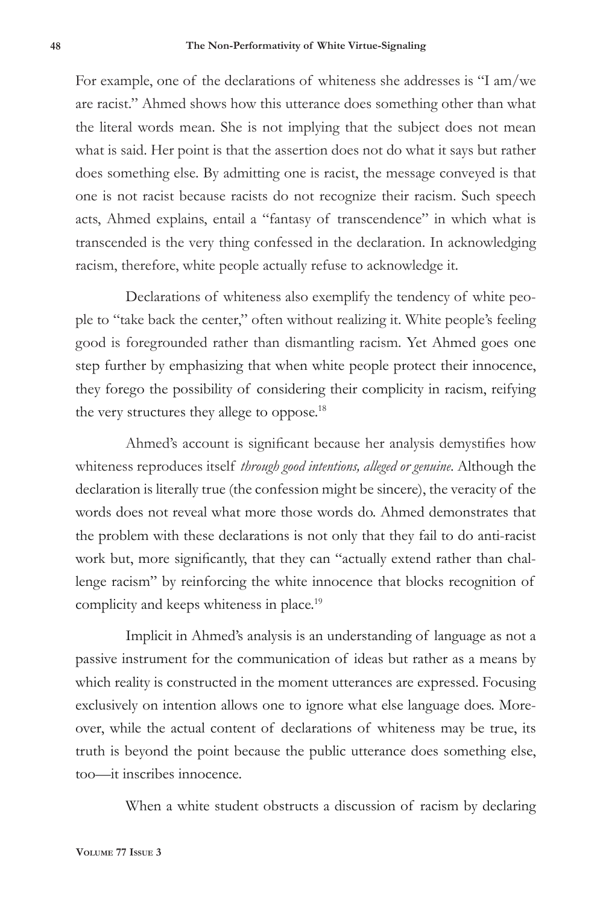For example, one of the declarations of whiteness she addresses is "I am/we are racist." Ahmed shows how this utterance does something other than what the literal words mean. She is not implying that the subject does not mean what is said. Her point is that the assertion does not do what it says but rather does something else. By admitting one is racist, the message conveyed is that one is not racist because racists do not recognize their racism. Such speech acts, Ahmed explains, entail a "fantasy of transcendence" in which what is transcended is the very thing confessed in the declaration. In acknowledging racism, therefore, white people actually refuse to acknowledge it.

Declarations of whiteness also exemplify the tendency of white people to "take back the center," often without realizing it. White people's feeling good is foregrounded rather than dismantling racism. Yet Ahmed goes one step further by emphasizing that when white people protect their innocence, they forego the possibility of considering their complicity in racism, reifying the very structures they allege to oppose.[18]

Ahmed's account is significant because her analysis demystifies how whiteness reproduces itself *through good intentions, alleged or genuine*. Although the declaration is literally true (the confession might be sincere), the veracity of the words does not reveal what more those words do. Ahmed demonstrates that the problem with these declarations is not only that they fail to do anti-racist work but, more significantly, that they can "actually extend rather than challenge racism" by reinforcing the white innocence that blocks recognition of complicity and keeps whiteness in place.[19]

Implicit in Ahmed's analysis is an understanding of language as not a passive instrument for the communication of ideas but rather as a means by which reality is constructed in the moment utterances are expressed. Focusing exclusively on intention allows one to ignore what else language does. Moreover, while the actual content of declarations of whiteness may be true, its truth is beyond the point because the public utterance does something else, too—it inscribes innocence.

When a white student obstructs a discussion of racism by declaring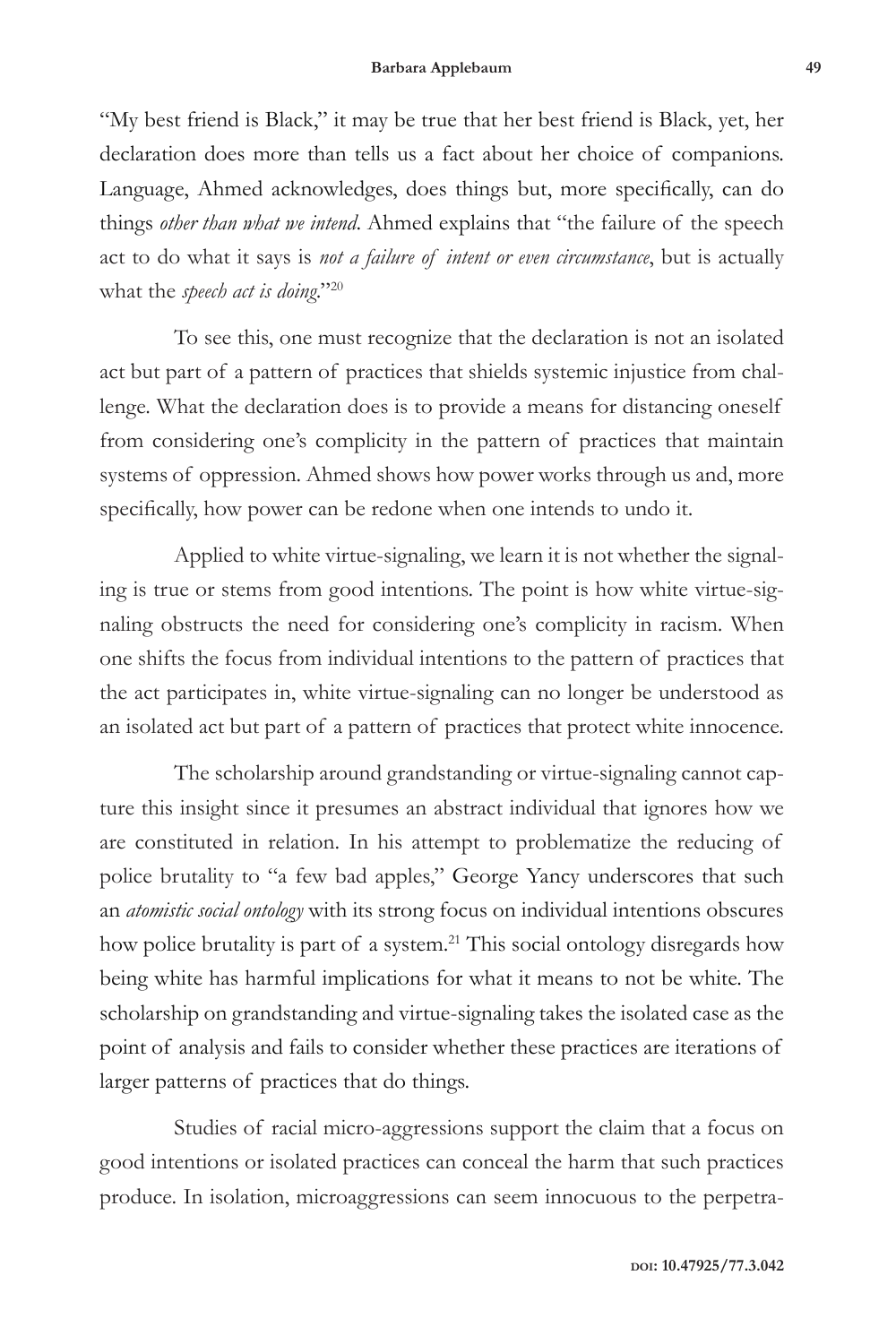"My best friend is Black," it may be true that her best friend is Black, yet, her declaration does more than tells us a fact about her choice of companions. Language, Ahmed acknowledges, does things but, more specifically, can do things *other than what we intend*. Ahmed explains that "the failure of the speech act to do what it says is *not a failure of intent or even circumstance*, but is actually what the *speech act is doing*."[20]

To see this, one must recognize that the declaration is not an isolated act but part of a pattern of practices that shields systemic injustice from challenge. What the declaration does is to provide a means for distancing oneself from considering one's complicity in the pattern of practices that maintain systems of oppression. Ahmed shows how power works through us and, more specifically, how power can be redone when one intends to undo it.

Applied to white virtue-signaling, we learn it is not whether the signaling is true or stems from good intentions. The point is how white virtue-signaling obstructs the need for considering one's complicity in racism. When one shifts the focus from individual intentions to the pattern of practices that the act participates in, white virtue-signaling can no longer be understood as an isolated act but part of a pattern of practices that protect white innocence.

The scholarship around grandstanding or virtue-signaling cannot capture this insight since it presumes an abstract individual that ignores how we are constituted in relation. In his attempt to problematize the reducing of police brutality to "a few bad apples," George Yancy underscores that such an *atomistic social ontology* with its strong focus on individual intentions obscures how police brutality is part of a system.[21] This social ontology disregards how being white has harmful implications for what it means to not be white. The scholarship on grandstanding and virtue-signaling takes the isolated case as the point of analysis and fails to consider whether these practices are iterations of larger patterns of practices that do things.

Studies of racial micro-aggressions support the claim that a focus on good intentions or isolated practices can conceal the harm that such practices produce. In isolation, microaggressions can seem innocuous to the perpetra-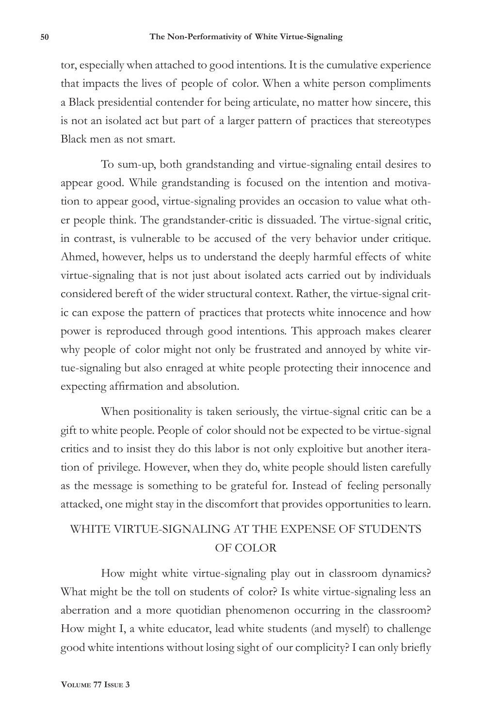tor, especially when attached to good intentions. It is the cumulative experience that impacts the lives of people of color. When a white person compliments a Black presidential contender for being articulate, no matter how sincere, this is not an isolated act but part of a larger pattern of practices that stereotypes Black men as not smart.

To sum-up, both grandstanding and virtue-signaling entail desires to appear good. While grandstanding is focused on the intention and motivation to appear good, virtue-signaling provides an occasion to value what other people think. The grandstander-critic is dissuaded. The virtue-signal critic, in contrast, is vulnerable to be accused of the very behavior under critique. Ahmed, however, helps us to understand the deeply harmful effects of white virtue-signaling that is not just about isolated acts carried out by individuals considered bereft of the wider structural context. Rather, the virtue-signal critic can expose the pattern of practices that protects white innocence and how power is reproduced through good intentions. This approach makes clearer why people of color might not only be frustrated and annoyed by white virtue-signaling but also enraged at white people protecting their innocence and expecting affirmation and absolution.

When positionality is taken seriously, the virtue-signal critic can be a gift to white people. People of color should not be expected to be virtue-signal critics and to insist they do this labor is not only exploitive but another iteration of privilege. However, when they do, white people should listen carefully as the message is something to be grateful for. Instead of feeling personally attacked, one might stay in the discomfort that provides opportunities to learn.

## WHITE VIRTUE-SIGNALING AT THE EXPENSE OF STUDENTS OF COLOR

How might white virtue-signaling play out in classroom dynamics? What might be the toll on students of color? Is white virtue-signaling less an aberration and a more quotidian phenomenon occurring in the classroom? How might I, a white educator, lead white students (and myself) to challenge good white intentions without losing sight of our complicity? I can only briefly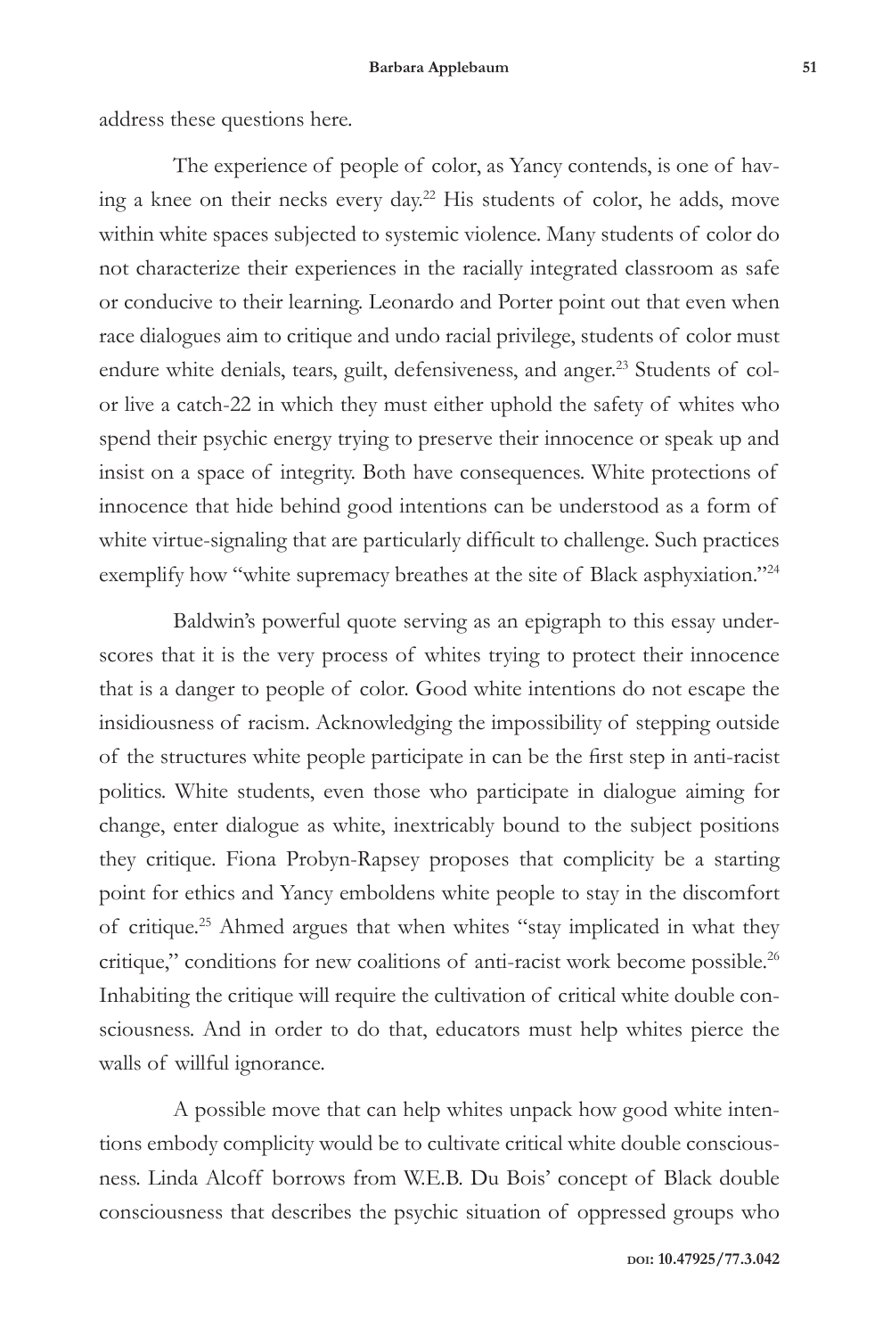address these questions here.

The experience of people of color, as Yancy contends, is one of having a knee on their necks every day.[22] His students of color, he adds, move within white spaces subjected to systemic violence. Many students of color do not characterize their experiences in the racially integrated classroom as safe or conducive to their learning. Leonardo and Porter point out that even when race dialogues aim to critique and undo racial privilege, students of color must endure white denials, tears, guilt, defensiveness, and anger.[23] Students of color live a catch-22 in which they must either uphold the safety of whites who spend their psychic energy trying to preserve their innocence or speak up and insist on a space of integrity. Both have consequences. White protections of innocence that hide behind good intentions can be understood as a form of white virtue-signaling that are particularly difficult to challenge. Such practices exemplify how "white supremacy breathes at the site of Black asphyxiation."[24]

Baldwin's powerful quote serving as an epigraph to this essay underscores that it is the very process of whites trying to protect their innocence that is a danger to people of color. Good white intentions do not escape the insidiousness of racism. Acknowledging the impossibility of stepping outside of the structures white people participate in can be the first step in anti-racist politics. White students, even those who participate in dialogue aiming for change, enter dialogue as white, inextricably bound to the subject positions they critique. Fiona Probyn-Rapsey proposes that complicity be a starting point for ethics and Yancy emboldens white people to stay in the discomfort of critique.[25] Ahmed argues that when whites "stay implicated in what they critique," conditions for new coalitions of anti-racist work become possible.[26] Inhabiting the critique will require the cultivation of critical white double consciousness. And in order to do that, educators must help whites pierce the walls of willful ignorance.

A possible move that can help whites unpack how good white intentions embody complicity would be to cultivate critical white double consciousness. Linda Alcoff borrows from W.E.B. Du Bois' concept of Black double consciousness that describes the psychic situation of oppressed groups who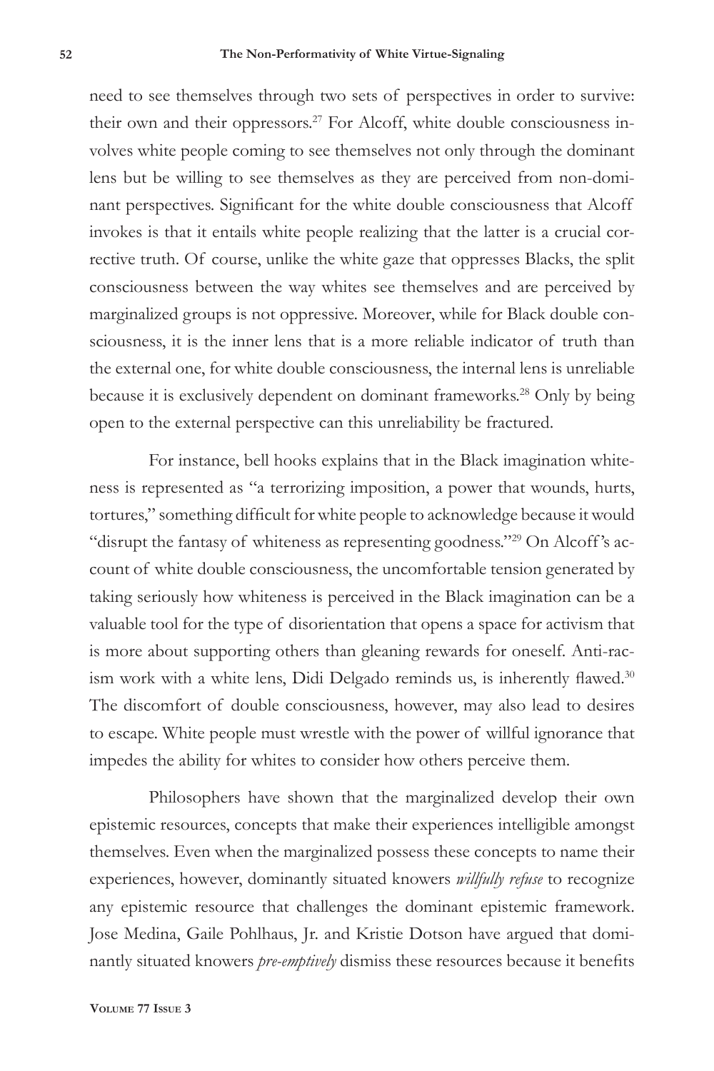need to see themselves through two sets of perspectives in order to survive: their own and their oppressors.[27] For Alcoff, white double consciousness involves white people coming to see themselves not only through the dominant lens but be willing to see themselves as they are perceived from non-dominant perspectives. Significant for the white double consciousness that Alcoff invokes is that it entails white people realizing that the latter is a crucial corrective truth. Of course, unlike the white gaze that oppresses Blacks, the split consciousness between the way whites see themselves and are perceived by marginalized groups is not oppressive. Moreover, while for Black double consciousness, it is the inner lens that is a more reliable indicator of truth than the external one, for white double consciousness, the internal lens is unreliable because it is exclusively dependent on dominant frameworks.[28] Only by being open to the external perspective can this unreliability be fractured.

For instance, bell hooks explains that in the Black imagination whiteness is represented as "a terrorizing imposition, a power that wounds, hurts, tortures," something difficult for white people to acknowledge because it would "disrupt the fantasy of whiteness as representing goodness."[29] On Alcoff's account of white double consciousness, the uncomfortable tension generated by taking seriously how whiteness is perceived in the Black imagination can be a valuable tool for the type of disorientation that opens a space for activism that is more about supporting others than gleaning rewards for oneself. Anti-racism work with a white lens, Didi Delgado reminds us, is inherently flawed.[30] The discomfort of double consciousness, however, may also lead to desires to escape. White people must wrestle with the power of willful ignorance that impedes the ability for whites to consider how others perceive them.

Philosophers have shown that the marginalized develop their own epistemic resources, concepts that make their experiences intelligible amongst themselves. Even when the marginalized possess these concepts to name their experiences, however, dominantly situated knowers *willfully refuse* to recognize any epistemic resource that challenges the dominant epistemic framework. Jose Medina, Gaile Pohlhaus, Jr. and Kristie Dotson have argued that dominantly situated knowers *pre-emptively* dismiss these resources because it benefits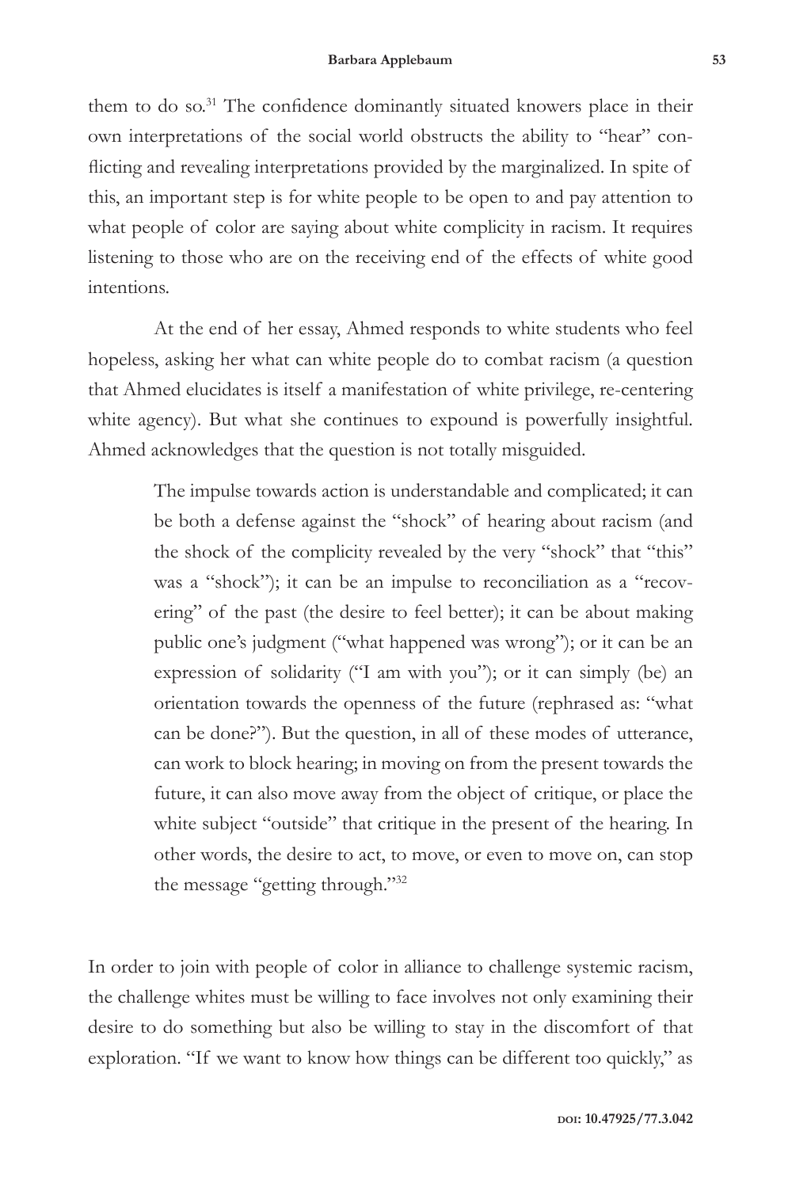them to do so.[31] The confidence dominantly situated knowers place in their own interpretations of the social world obstructs the ability to "hear" conflicting and revealing interpretations provided by the marginalized. In spite of this, an important step is for white people to be open to and pay attention to what people of color are saying about white complicity in racism. It requires listening to those who are on the receiving end of the effects of white good intentions.

At the end of her essay, Ahmed responds to white students who feel hopeless, asking her what can white people do to combat racism (a question that Ahmed elucidates is itself a manifestation of white privilege, re-centering white agency). But what she continues to expound is powerfully insightful. Ahmed acknowledges that the question is not totally misguided.

> The impulse towards action is understandable and complicated; it can be both a defense against the "shock" of hearing about racism (and the shock of the complicity revealed by the very "shock" that "this" was a "shock"); it can be an impulse to reconciliation as a "recovering" of the past (the desire to feel better); it can be about making public one's judgment ("what happened was wrong"); or it can be an expression of solidarity ("I am with you"); or it can simply (be) an orientation towards the openness of the future (rephrased as: "what can be done?"). But the question, in all of these modes of utterance, can work to block hearing; in moving on from the present towards the future, it can also move away from the object of critique, or place the white subject "outside" that critique in the present of the hearing. In other words, the desire to act, to move, or even to move on, can stop the message "getting through."[32]

In order to join with people of color in alliance to challenge systemic racism, the challenge whites must be willing to face involves not only examining their desire to do something but also be willing to stay in the discomfort of that exploration. "If we want to know how things can be different too quickly," as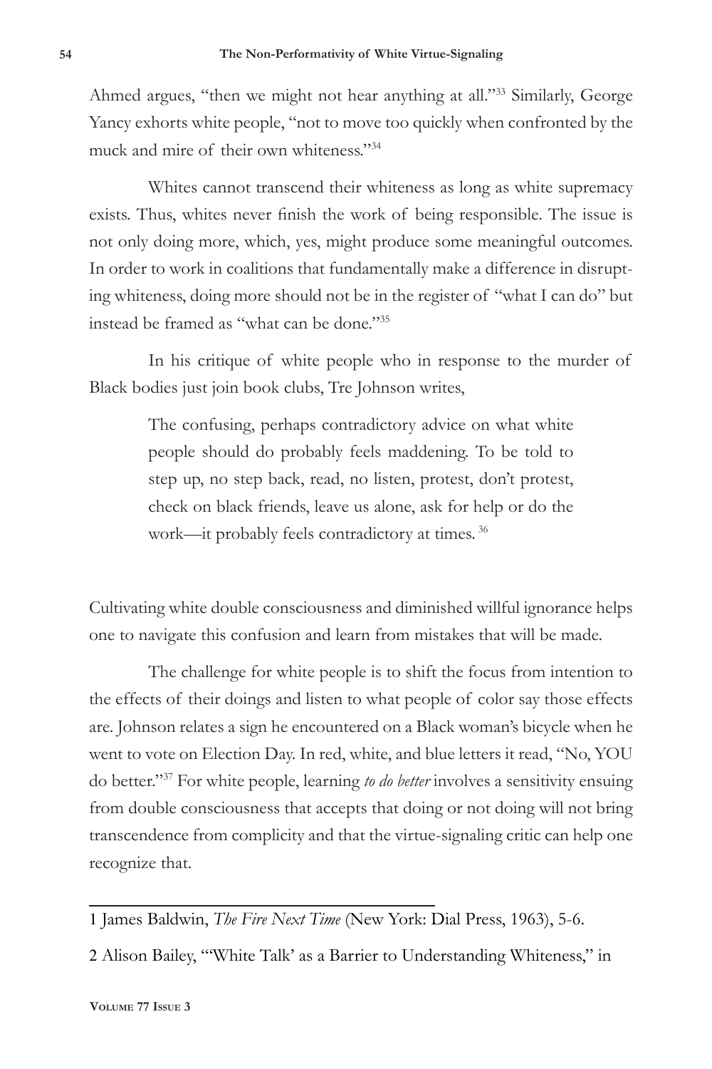Ahmed argues, "then we might not hear anything at all."[33] Similarly, George Yancy exhorts white people, "not to move too quickly when confronted by the muck and mire of their own whiteness."[34]

Whites cannot transcend their whiteness as long as white supremacy exists. Thus, whites never finish the work of being responsible. The issue is not only doing more, which, yes, might produce some meaningful outcomes. In order to work in coalitions that fundamentally make a difference in disrupting whiteness, doing more should not be in the register of "what I can do" but instead be framed as "what can be done."[35]

In his critique of white people who in response to the murder of Black bodies just join book clubs, Tre Johnson writes,

> The confusing, perhaps contradictory advice on what white people should do probably feels maddening. To be told to step up, no step back, read, no listen, protest, don't protest, check on black friends, leave us alone, ask for help or do the work—it probably feels contradictory at times.[36]

Cultivating white double consciousness and diminished willful ignorance helps one to navigate this confusion and learn from mistakes that will be made.

The challenge for white people is to shift the focus from intention to the effects of their doings and listen to what people of color say those effects are. Johnson relates a sign he encountered on a Black woman's bicycle when he went to vote on Election Day. In red, white, and blue letters it read, "No, YOU do better."[37] For white people, learning *to do better* involves a sensitivity ensuing from double consciousness that accepts that doing or not doing will not bring transcendence from complicity and that the virtue-signaling critic can help one recognize that.

---

1 James Baldwin, *The Fire Next Time* (New York: Dial Press, 1963), 5-6.

2 Alison Bailey, "'White Talk' as a Barrier to Understanding Whiteness," in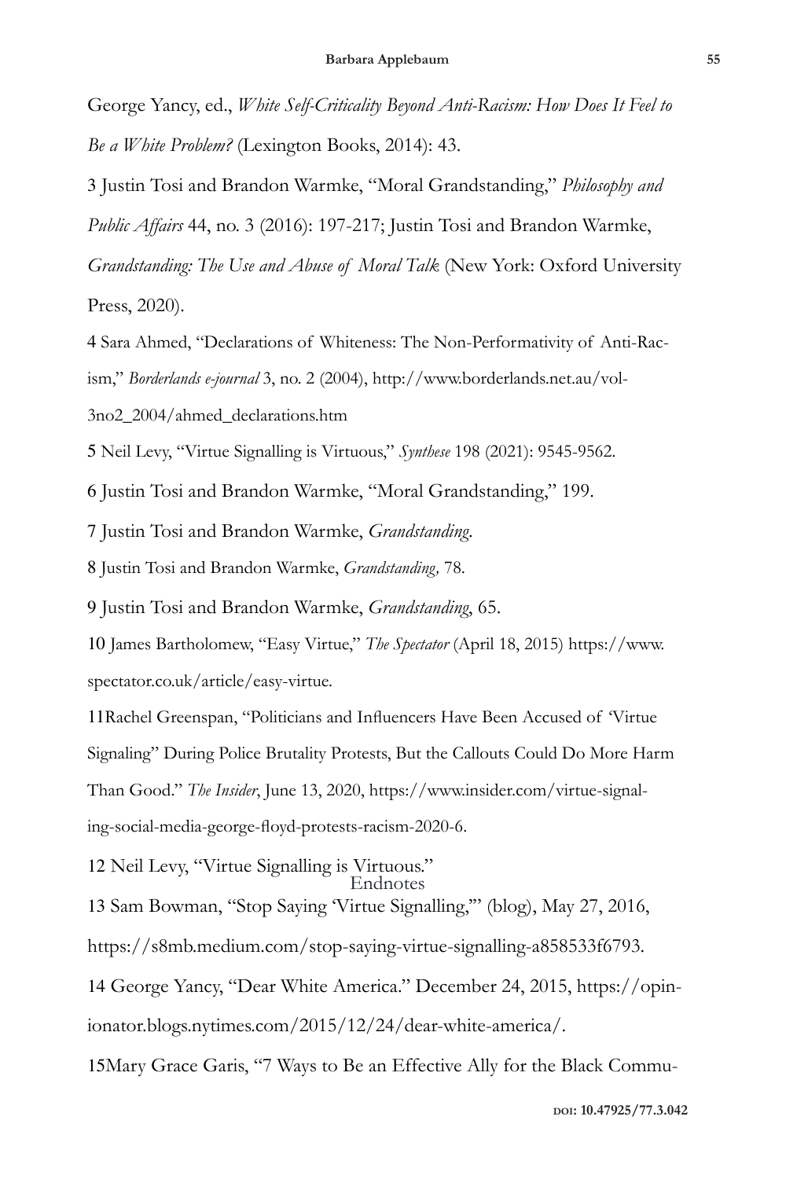George Yancy, ed., *White Self-Criticality Beyond Anti-Racism: How Does It Feel to Be a White Problem?* (Lexington Books, 2014): 43.

3 Justin Tosi and Brandon Warmke, "Moral Grandstanding," *Philosophy and Public Affairs* 44, no. 3 (2016): 197-217; Justin Tosi and Brandon Warmke, *Grandstanding: The Use and Abuse of Moral Talk* (New York: Oxford University Press, 2020).

4 Sara Ahmed, "Declarations of Whiteness: The Non-Performativity of Anti-Racism," *Borderlands e-journal* 3, no. 2 (2004), http://www.borderlands.net.au/vol3no2_2004/ahmed_declarations.htm

5 Neil Levy, "Virtue Signalling is Virtuous," *Synthese* 198 (2021): 9545-9562.

6 Justin Tosi and Brandon Warmke, "Moral Grandstanding," 199.

7 Justin Tosi and Brandon Warmke, *Grandstanding*.

8 Justin Tosi and Brandon Warmke, *Grandstanding,* 78.

9 Justin Tosi and Brandon Warmke, *Grandstanding*, 65.

10 James Bartholomew, "Easy Virtue," *The Spectator* (April 18, 2015) https://www.spectator.co.uk/article/easy-virtue.

11Rachel Greenspan, "Politicians and Influencers Have Been Accused of 'Virtue Signaling" During Police Brutality Protests, But the Callouts Could Do More Harm Than Good." *The Insider*, June 13, 2020, https://www.insider.com/virtue-signaling-social-media-george-floyd-protests-racism-2020-6.

12 Neil Levy, "Virtue Signalling is Virtuous."

13 Sam Bowman, "Stop Saying 'Virtue Signalling,'" (blog), May 27, 2016, https://s8mb.medium.com/stop-saying-virtue-signalling-a858533f6793.

14 George Yancy, "Dear White America." December 24, 2015, https://opinionator.blogs.nytimes.com/2015/12/24/dear-white-america/.

15Mary Grace Garis, "7 Ways to Be an Effective Ally for the Black Commu-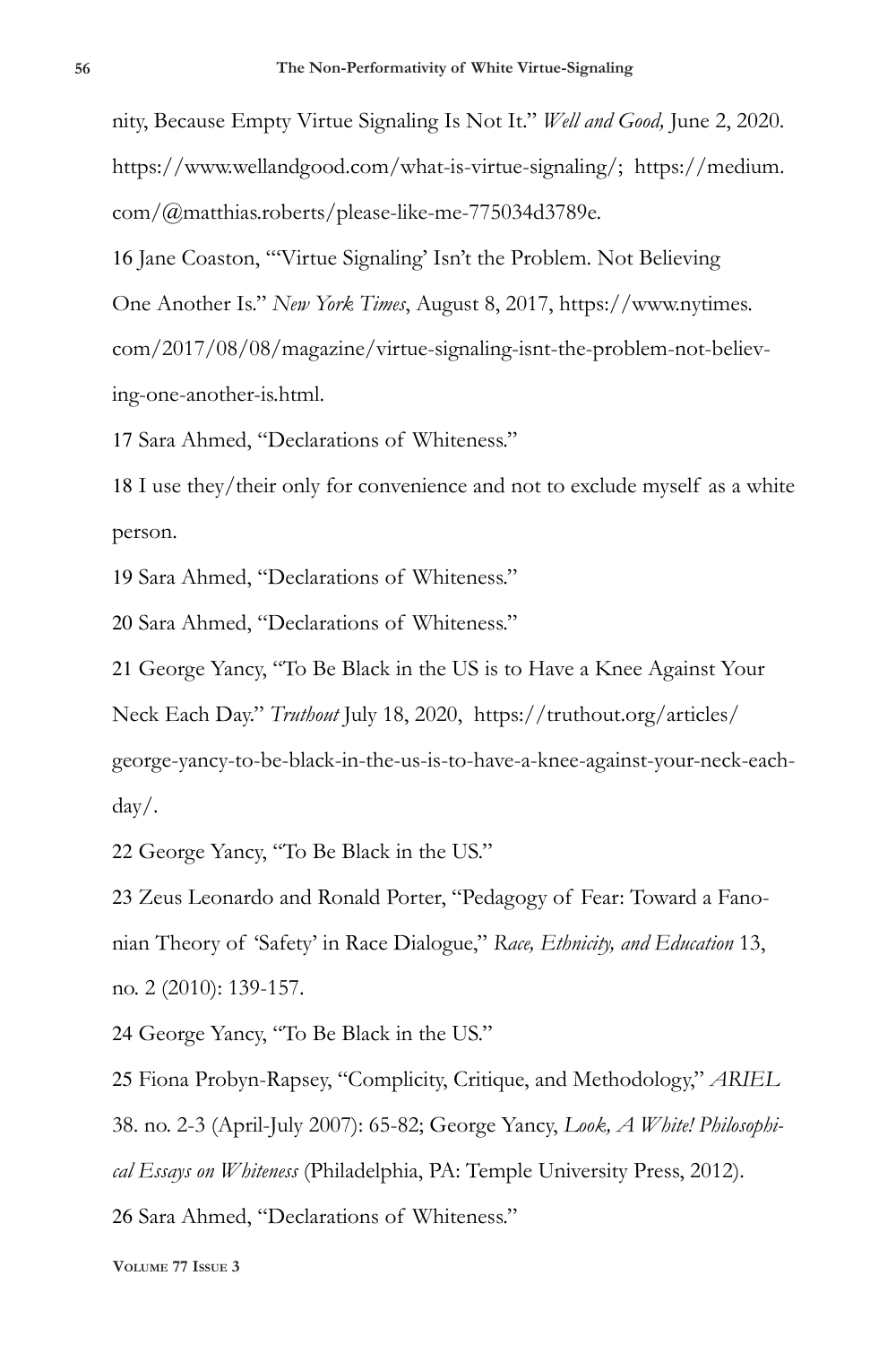nity, Because Empty Virtue Signaling Is Not It." *Well and Good,* June 2, 2020. https://www.wellandgood.com/what-is-virtue-signaling/; https://medium.com/@matthias.roberts/please-like-me-775034d3789e.

16 Jane Coaston, "'Virtue Signaling' Isn't the Problem. Not Believing One Another Is." *New York Times*, August 8, 2017, https://www.nytimes.com/2017/08/08/magazine/virtue-signaling-isnt-the-problem-not-believing-one-another-is.html.

17 Sara Ahmed, "Declarations of Whiteness."

18 I use they/their only for convenience and not to exclude myself as a white person.

19 Sara Ahmed, "Declarations of Whiteness."

20 Sara Ahmed, "Declarations of Whiteness."

21 George Yancy, "To Be Black in the US is to Have a Knee Against Your Neck Each Day." *Truthout* July 18, 2020, https://truthout.org/articles/george-yancy-to-be-black-in-the-us-is-to-have-a-knee-against-your-neck-each-day/.

22 George Yancy, "To Be Black in the US."

23 Zeus Leonardo and Ronald Porter, "Pedagogy of Fear: Toward a Fanonian Theory of 'Safety' in Race Dialogue," *Race, Ethnicity, and Education* 13, no. 2 (2010): 139-157.

24 George Yancy, "To Be Black in the US."

25 Fiona Probyn-Rapsey, "Complicity, Critique, and Methodology," *ARIEL* 38. no. 2-3 (April-July 2007): 65-82; George Yancy, *Look, A White! Philosophical Essays on Whiteness* (Philadelphia, PA: Temple University Press, 2012).

26 Sara Ahmed, "Declarations of Whiteness."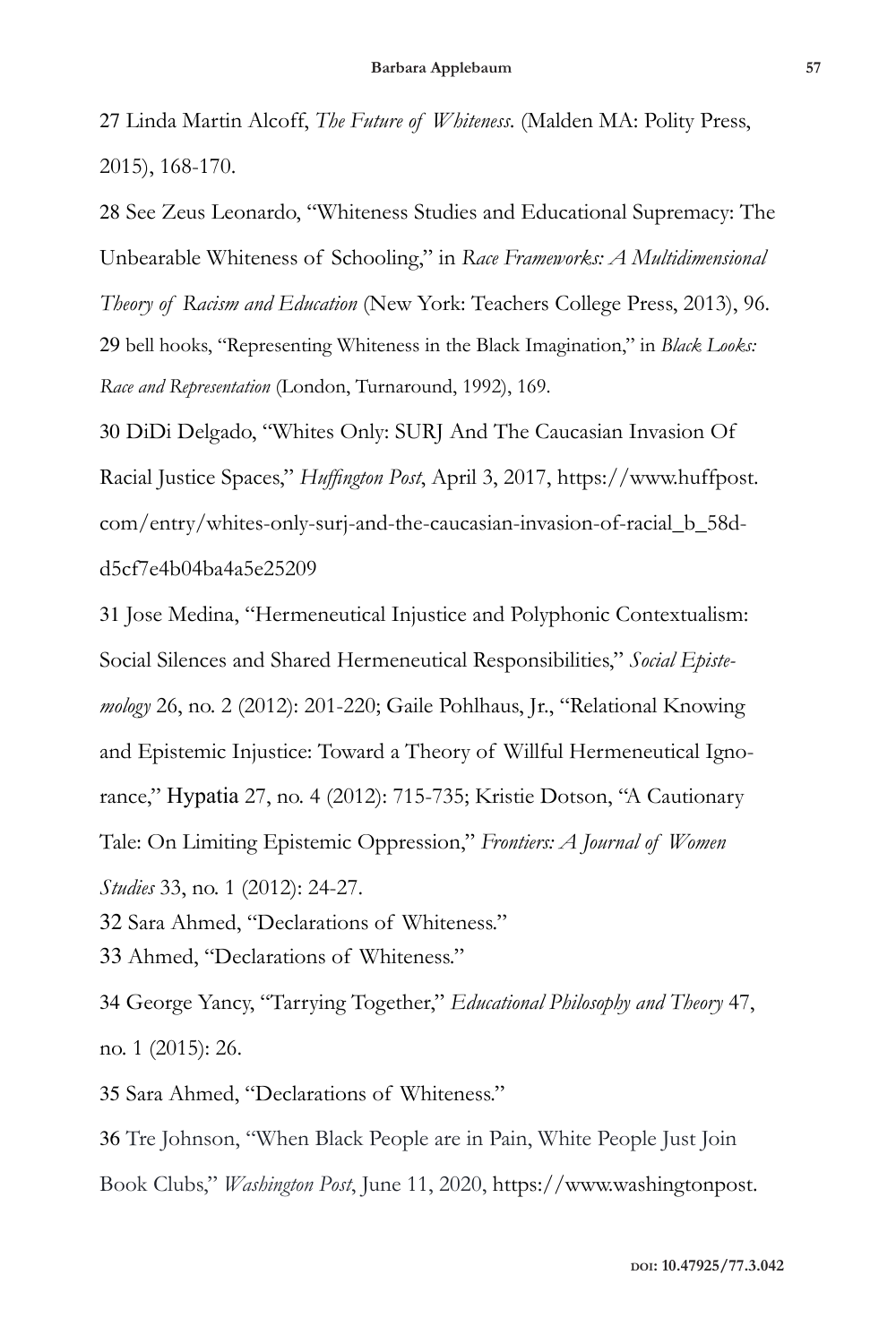27 Linda Martin Alcoff, *The Future of Whiteness.* (Malden MA: Polity Press, 2015), 168-170.

28 See Zeus Leonardo, "Whiteness Studies and Educational Supremacy: The Unbearable Whiteness of Schooling," in *Race Frameworks: A Multidimensional Theory of Racism and Education* (New York: Teachers College Press, 2013), 96.

29 bell hooks, "Representing Whiteness in the Black Imagination," in *Black Looks: Race and Representation* (London, Turnaround, 1992), 169.

30 DiDi Delgado, "Whites Only: SURJ And The Caucasian Invasion Of Racial Justice Spaces," *Huffington Post*, April 3, 2017, https://www.huffpost.com/entry/whites-only-surj-and-the-caucasian-invasion-of-racial_b_58dd5cf7e4b04ba4a5e25209

31 Jose Medina, "Hermeneutical Injustice and Polyphonic Contextualism: Social Silences and Shared Hermeneutical Responsibilities," *Social Epistemology* 26, no. 2 (2012): 201-220; Gaile Pohlhaus, Jr., "Relational Knowing and Epistemic Injustice: Toward a Theory of Willful Hermeneutical Ignorance," Hypatia 27, no. 4 (2012): 715-735; Kristie Dotson, "A Cautionary Tale: On Limiting Epistemic Oppression," *Frontiers: A Journal of Women Studies* 33, no. 1 (2012): 24-27.

32 Sara Ahmed, "Declarations of Whiteness."

33 Ahmed, "Declarations of Whiteness."

34 George Yancy, "Tarrying Together," *Educational Philosophy and Theory* 47, no. 1 (2015): 26.

35 Sara Ahmed, "Declarations of Whiteness."

36 Tre Johnson, "When Black People are in Pain, White People Just Join Book Clubs," *Washington Post*, June 11, 2020, https://www.washingtonpost.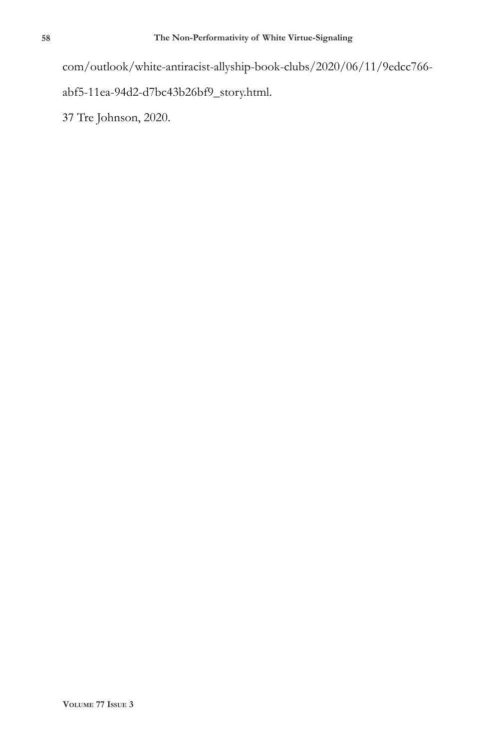com/outlook/white-antiracist-allyship-book-clubs/2020/06/11/9edcc766-abf5-11ea-94d2-d7bc43b26bf9_story.html.

37 Tre Johnson, 2020.